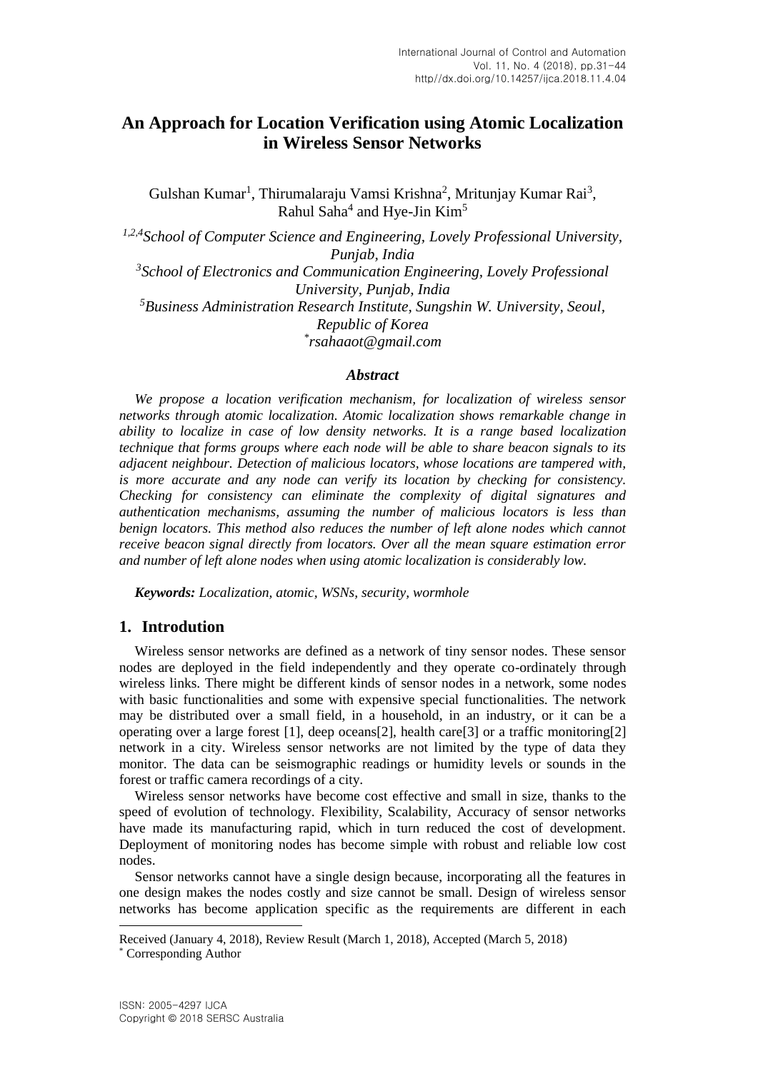# An Approach for Location Verification using Atomic Localization in Wireless Sensor Networks

Gulshan Kumar[1], Thirumalaraju Vamsi Krishna[2], Mritunjay Kumar Rai[3], Rahul Saha[4] and Hye-Jin Kim[5]

*[1,2,4]School of Computer Science and Engineering, Lovely Professional University, Punjab, India*
*[3]School of Electronics and Communication Engineering, Lovely Professional University, Punjab, India*
*[5]Business Administration Research Institute, Sungshin W. University, Seoul, Republic of Korea*
*[*]rsahaaot@gmail.com*

### *Abstract*

*We propose a location verification mechanism, for localization of wireless sensor networks through atomic localization. Atomic localization shows remarkable change in ability to localize in case of low density networks. It is a range based localization technique that forms groups where each node will be able to share beacon signals to its adjacent neighbour. Detection of malicious locators, whose locations are tampered with, is more accurate and any node can verify its location by checking for consistency. Checking for consistency can eliminate the complexity of digital signatures and authentication mechanisms, assuming the number of malicious locators is less than benign locators. This method also reduces the number of left alone nodes which cannot receive beacon signal directly from locators. Over all the mean square estimation error and number of left alone nodes when using atomic localization is considerably low.*

***Keywords:** Localization, atomic, WSNs, security, wormhole*

## 1. Introdution

Wireless sensor networks are defined as a network of tiny sensor nodes. These sensor nodes are deployed in the field independently and they operate co-ordinately through wireless links. There might be different kinds of sensor nodes in a network, some nodes with basic functionalities and some with expensive special functionalities. The network may be distributed over a small field, in a household, in an industry, or it can be a operating over a large forest [1], deep oceans[2], health care[3] or a traffic monitoring[2] network in a city. Wireless sensor networks are not limited by the type of data they monitor. The data can be seismographic readings or humidity levels or sounds in the forest or traffic camera recordings of a city.

Wireless sensor networks have become cost effective and small in size, thanks to the speed of evolution of technology. Flexibility, Scalability, Accuracy of sensor networks have made its manufacturing rapid, which in turn reduced the cost of development. Deployment of monitoring nodes has become simple with robust and reliable low cost nodes.

Sensor networks cannot have a single design because, incorporating all the features in one design makes the nodes costly and size cannot be small. Design of wireless sensor networks has become application specific as the requirements are different in each

---

Received (January 4, 2018), Review Result (March 1, 2018), Accepted (March 5, 2018)
[*] Corresponding Author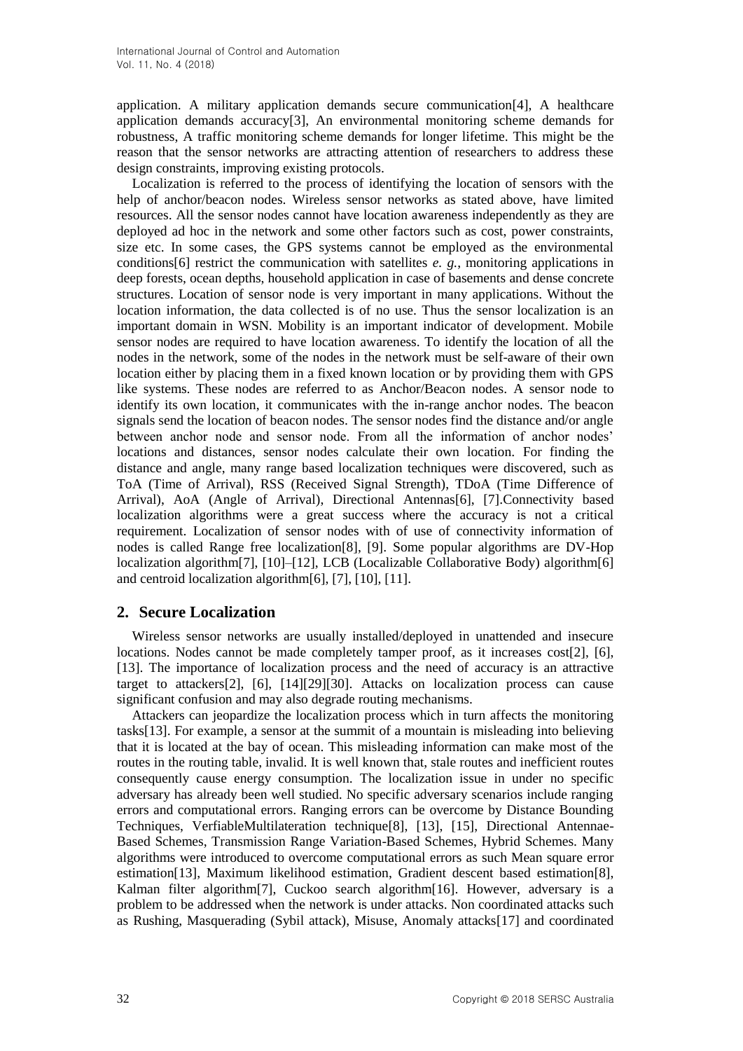application. A military application demands secure communication[4], A healthcare application demands accuracy[3], An environmental monitoring scheme demands for robustness, A traffic monitoring scheme demands for longer lifetime. This might be the reason that the sensor networks are attracting attention of researchers to address these design constraints, improving existing protocols.

Localization is referred to the process of identifying the location of sensors with the help of anchor/beacon nodes. Wireless sensor networks as stated above, have limited resources. All the sensor nodes cannot have location awareness independently as they are deployed ad hoc in the network and some other factors such as cost, power constraints, size etc. In some cases, the GPS systems cannot be employed as the environmental conditions[6] restrict the communication with satellites *e. g.*, monitoring applications in deep forests, ocean depths, household application in case of basements and dense concrete structures. Location of sensor node is very important in many applications. Without the location information, the data collected is of no use. Thus the sensor localization is an important domain in WSN. Mobility is an important indicator of development. Mobile sensor nodes are required to have location awareness. To identify the location of all the nodes in the network, some of the nodes in the network must be self-aware of their own location either by placing them in a fixed known location or by providing them with GPS like systems. These nodes are referred to as Anchor/Beacon nodes. A sensor node to identify its own location, it communicates with the in-range anchor nodes. The beacon signals send the location of beacon nodes. The sensor nodes find the distance and/or angle between anchor node and sensor node. From all the information of anchor nodes' locations and distances, sensor nodes calculate their own location. For finding the distance and angle, many range based localization techniques were discovered, such as ToA (Time of Arrival), RSS (Received Signal Strength), TDoA (Time Difference of Arrival), AoA (Angle of Arrival), Directional Antennas[6], [7].Connectivity based localization algorithms were a great success where the accuracy is not a critical requirement. Localization of sensor nodes with of use of connectivity information of nodes is called Range free localization[8], [9]. Some popular algorithms are DV-Hop localization algorithm[7], [10]–[12], LCB (Localizable Collaborative Body) algorithm[6] and centroid localization algorithm[6], [7], [10], [11].

## 2. Secure Localization

Wireless sensor networks are usually installed/deployed in unattended and insecure locations. Nodes cannot be made completely tamper proof, as it increases cost[2], [6], [13]. The importance of localization process and the need of accuracy is an attractive target to attackers[2], [6], [14][29][30]. Attacks on localization process can cause significant confusion and may also degrade routing mechanisms.

Attackers can jeopardize the localization process which in turn affects the monitoring tasks[13]. For example, a sensor at the summit of a mountain is misleading into believing that it is located at the bay of ocean. This misleading information can make most of the routes in the routing table, invalid. It is well known that, stale routes and inefficient routes consequently cause energy consumption. The localization issue in under no specific adversary has already been well studied. No specific adversary scenarios include ranging errors and computational errors. Ranging errors can be overcome by Distance Bounding Techniques, VerfiableMultilateration technique[8], [13], [15], Directional Antennae-Based Schemes, Transmission Range Variation-Based Schemes, Hybrid Schemes. Many algorithms were introduced to overcome computational errors as such Mean square error estimation[13], Maximum likelihood estimation, Gradient descent based estimation[8], Kalman filter algorithm[7], Cuckoo search algorithm[16]. However, adversary is a problem to be addressed when the network is under attacks. Non coordinated attacks such as Rushing, Masquerading (Sybil attack), Misuse, Anomaly attacks[17] and coordinated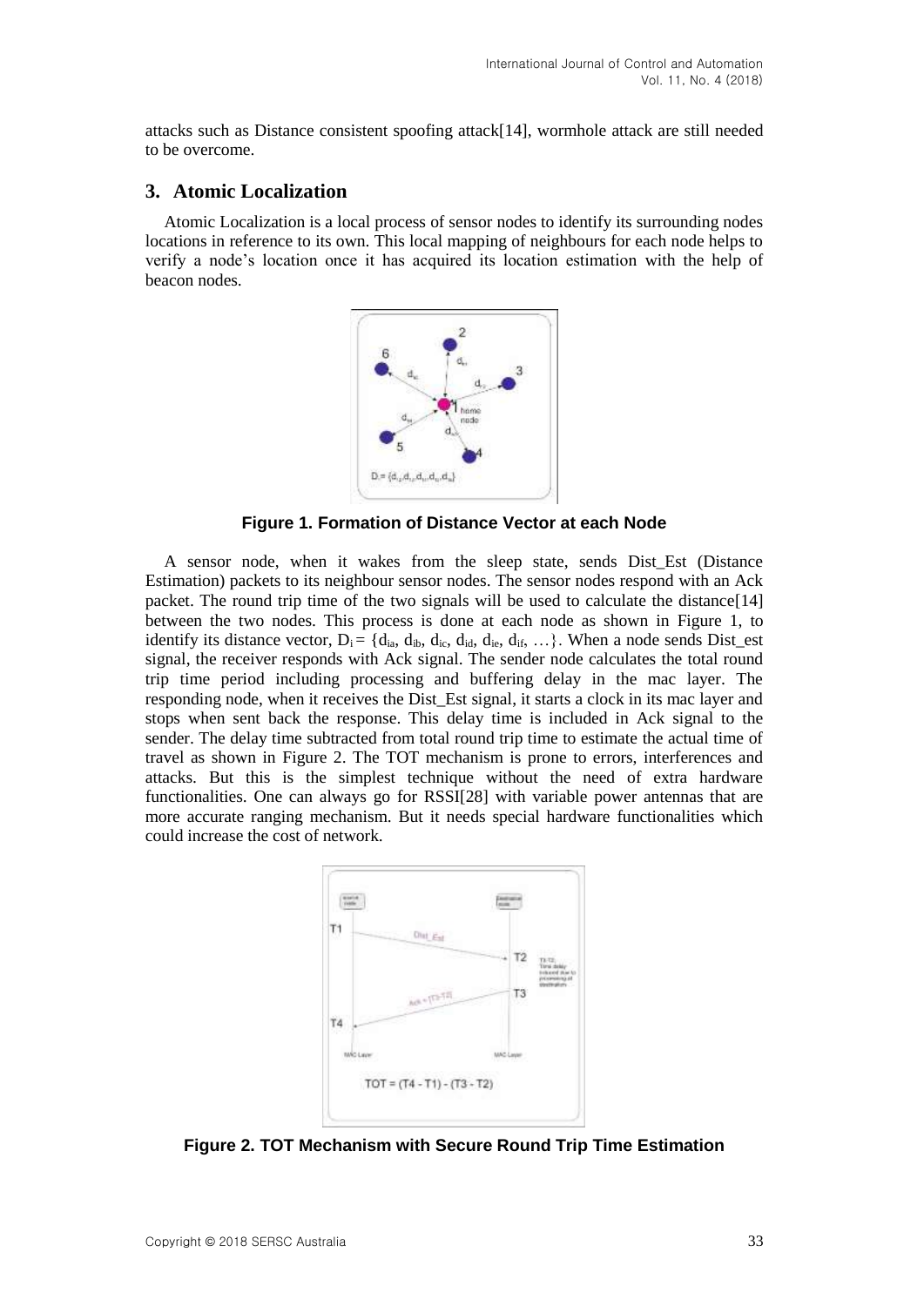attacks such as Distance consistent spoofing attack[14], wormhole attack are still needed to be overcome.

## 3. Atomic Localization

Atomic Localization is a local process of sensor nodes to identify its surrounding nodes locations in reference to its own. This local mapping of neighbours for each node helps to verify a node's location once it has acquired its location estimation with the help of beacon nodes.

**Figure 1. Formation of Distance Vector at each Node**

A sensor node, when it wakes from the sleep state, sends Dist_Est (Distance Estimation) packets to its neighbour sensor nodes. The sensor nodes respond with an Ack packet. The round trip time of the two signals will be used to calculate the distance[14] between the two nodes. This process is done at each node as shown in Figure 1, to identify its distance vector, $D_i = \{d_{ia}, d_{ib}, d_{ic}, d_{id}, d_{ie}, d_{if}, \ldots\}$. When a node sends Dist_est signal, the receiver responds with Ack signal. The sender node calculates the total round trip time period including processing and buffering delay in the mac layer. The responding node, when it receives the Dist_Est signal, it starts a clock in its mac layer and stops when sent back the response. This delay time is included in Ack signal to the sender. The delay time subtracted from total round trip time to estimate the actual time of travel as shown in Figure 2. The TOT mechanism is prone to errors, interferences and attacks. But this is the simplest technique without the need of extra hardware functionalities. One can always go for RSSI[28] with variable power antennas that are more accurate ranging mechanism. But it needs special hardware functionalities which could increase the cost of network.

**Figure 2. TOT Mechanism with Secure Round Trip Time Estimation**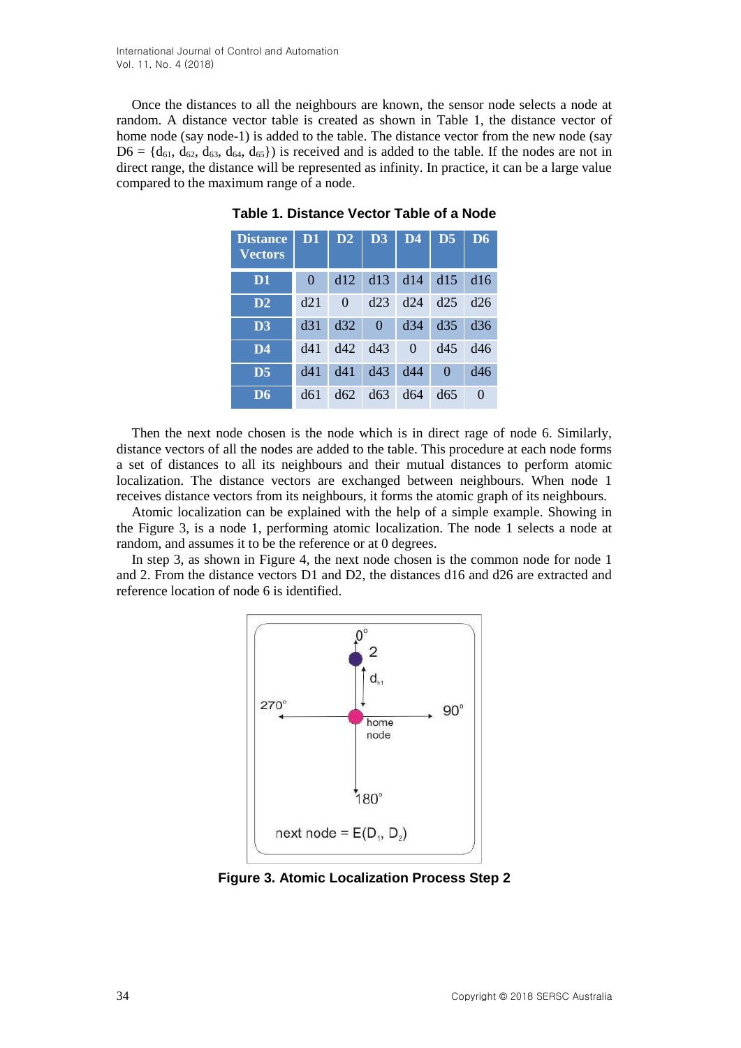Once the distances to all the neighbours are known, the sensor node selects a node at random. A distance vector table is created as shown in Table 1, the distance vector of home node (say node-1) is added to the table. The distance vector from the new node (say D6 = {$d_{61}$, $d_{62}$, $d_{63}$, $d_{64}$, $d_{65}$}) is received and is added to the table. If the nodes are not in direct range, the distance will be represented as infinity. In practice, it can be a large value compared to the maximum range of a node.

**Table 1. Distance Vector Table of a Node**

| Distance Vectors | D1 | D2 | D3 | D4 | D5 | D6 |
|---|---|---|---|---|---|---|
| **D1** | 0 | d12 | d13 | d14 | d15 | d16 |
| **D2** | d21 | 0 | d23 | d24 | d25 | d26 |
| **D3** | d31 | d32 | 0 | d34 | d35 | d36 |
| **D4** | d41 | d42 | d43 | 0 | d45 | d46 |
| **D5** | d41 | d41 | d43 | d44 | 0 | d46 |
| **D6** | d61 | d62 | d63 | d64 | d65 | 0 |

Then the next node chosen is the node which is in direct rage of node 6. Similarly, distance vectors of all the nodes are added to the table. This procedure at each node forms a set of distances to all its neighbours and their mutual distances to perform atomic localization. The distance vectors are exchanged between neighbours. When node 1 receives distance vectors from its neighbours, it forms the atomic graph of its neighbours.

Atomic localization can be explained with the help of a simple example. Showing in the Figure 3, is a node 1, performing atomic localization. The node 1 selects a node at random, and assumes it to be the reference or at 0 degrees.

In step 3, as shown in Figure 4, the next node chosen is the common node for node 1 and 2. From the distance vectors D1 and D2, the distances d16 and d26 are extracted and reference location of node 6 is identified.

**Figure 3. Atomic Localization Process Step 2**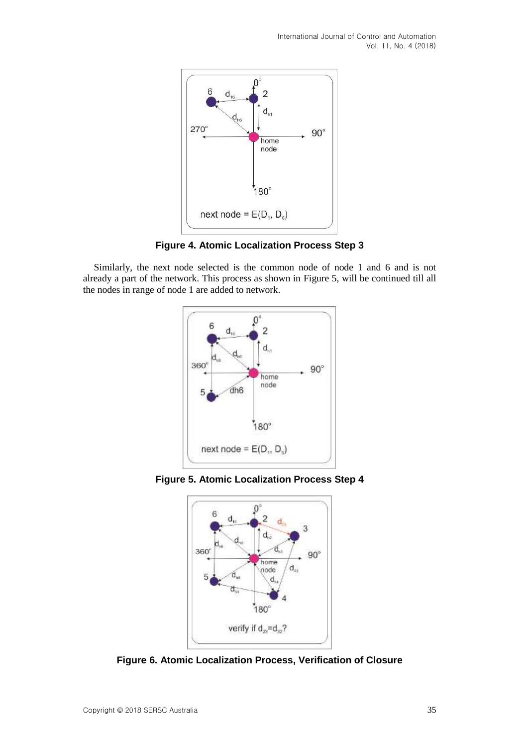**Figure 4. Atomic Localization Process Step 3**

Similarly, the next node selected is the common node of node 1 and 6 and is not already a part of the network. This process as shown in Figure 5, will be continued till all the nodes in range of node 1 are added to network.

**Figure 5. Atomic Localization Process Step 4**

**Figure 6. Atomic Localization Process, Verification of Closure**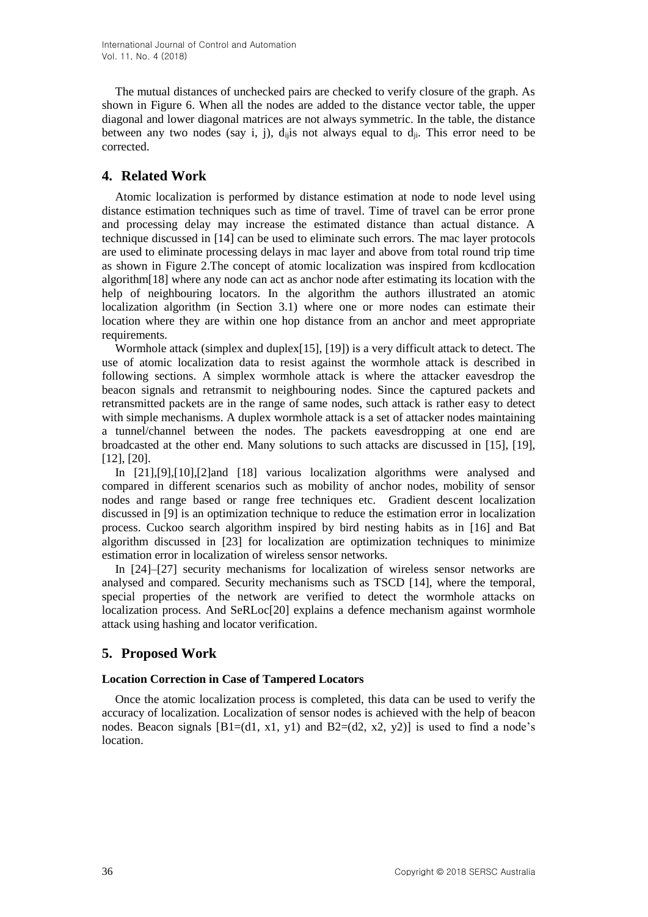The mutual distances of unchecked pairs are checked to verify closure of the graph. As shown in Figure 6. When all the nodes are added to the distance vector table, the upper diagonal and lower diagonal matrices are not always symmetric. In the table, the distance between any two nodes (say i, j), $d_{ij}$is not always equal to $d_{ji}$. This error need to be corrected.

## 4. Related Work

Atomic localization is performed by distance estimation at node to node level using distance estimation techniques such as time of travel. Time of travel can be error prone and processing delay may increase the estimated distance than actual distance. A technique discussed in [14] can be used to eliminate such errors. The mac layer protocols are used to eliminate processing delays in mac layer and above from total round trip time as shown in Figure 2.The concept of atomic localization was inspired from kcdlocation algorithm[18] where any node can act as anchor node after estimating its location with the help of neighbouring locators. In the algorithm the authors illustrated an atomic localization algorithm (in Section 3.1) where one or more nodes can estimate their location where they are within one hop distance from an anchor and meet appropriate requirements.

Wormhole attack (simplex and duplex[15], [19]) is a very difficult attack to detect. The use of atomic localization data to resist against the wormhole attack is described in following sections. A simplex wormhole attack is where the attacker eavesdrop the beacon signals and retransmit to neighbouring nodes. Since the captured packets and retransmitted packets are in the range of same nodes, such attack is rather easy to detect with simple mechanisms. A duplex wormhole attack is a set of attacker nodes maintaining a tunnel/channel between the nodes. The packets eavesdropping at one end are broadcasted at the other end. Many solutions to such attacks are discussed in [15], [19], [12], [20].

In [21],[9],[10],[2]and [18] various localization algorithms were analysed and compared in different scenarios such as mobility of anchor nodes, mobility of sensor nodes and range based or range free techniques etc. Gradient descent localization discussed in [9] is an optimization technique to reduce the estimation error in localization process. Cuckoo search algorithm inspired by bird nesting habits as in [16] and Bat algorithm discussed in [23] for localization are optimization techniques to minimize estimation error in localization of wireless sensor networks.

In [24]–[27] security mechanisms for localization of wireless sensor networks are analysed and compared. Security mechanisms such as TSCD [14], where the temporal, special properties of the network are verified to detect the wormhole attacks on localization process. And SeRLoc[20] explains a defence mechanism against wormhole attack using hashing and locator verification.

## 5. Proposed Work

**Location Correction in Case of Tampered Locators**

Once the atomic localization process is completed, this data can be used to verify the accuracy of localization. Localization of sensor nodes is achieved with the help of beacon nodes. Beacon signals [B1=(d1, x1, y1) and B2=(d2, x2, y2)] is used to find a node's location.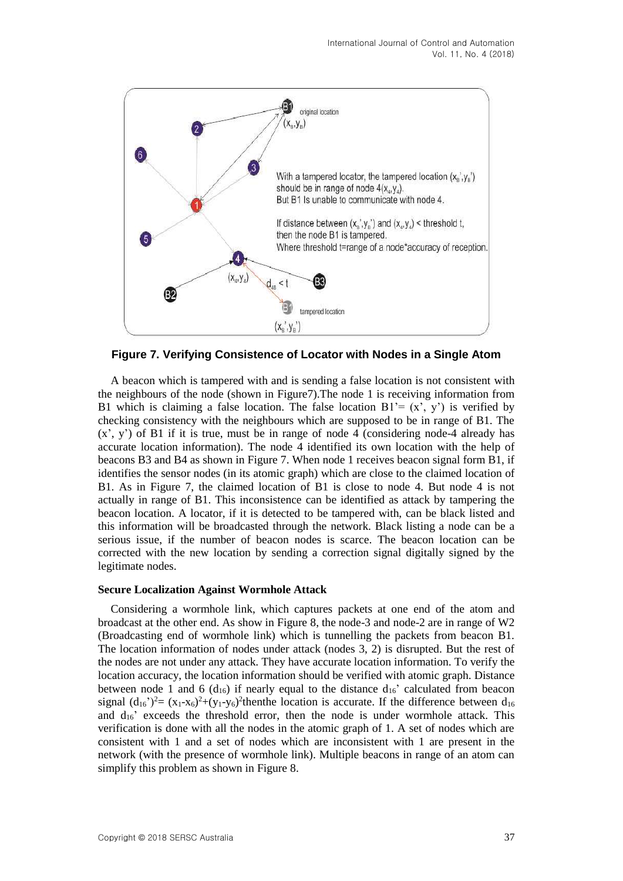**Figure 7. Verifying Consistence of Locator with Nodes in a Single Atom**

A beacon which is tampered with and is sending a false location is not consistent with the neighbours of the node (shown in Figure7).The node 1 is receiving information from B1 which is claiming a false location. The false location B1'= (x', y') is verified by checking consistency with the neighbours which are supposed to be in range of B1. The (x', y') of B1 if it is true, must be in range of node 4 (considering node-4 already has accurate location information). The node 4 identified its own location with the help of beacons B3 and B4 as shown in Figure 7. When node 1 receives beacon signal form B1, if identifies the sensor nodes (in its atomic graph) which are close to the claimed location of B1. As in Figure 7, the claimed location of B1 is close to node 4. But node 4 is not actually in range of B1. This inconsistence can be identified as attack by tampering the beacon location. A locator, if it is detected to be tampered with, can be black listed and this information will be broadcasted through the network. Black listing a node can be a serious issue, if the number of beacon nodes is scarce. The beacon location can be corrected with the new location by sending a correction signal digitally signed by the legitimate nodes.

**Secure Localization Against Wormhole Attack**

Considering a wormhole link, which captures packets at one end of the atom and broadcast at the other end. As show in Figure 8, the node-3 and node-2 are in range of W2 (Broadcasting end of wormhole link) which is tunnelling the packets from beacon B1. The location information of nodes under attack (nodes 3, 2) is disrupted. But the rest of the nodes are not under any attack. They have accurate location information. To verify the location accuracy, the location information should be verified with atomic graph. Distance between node 1 and 6 ($d_{16}$) if nearly equal to the distance $d_{16}'$ calculated from beacon signal $(d_{16}')^2 = (x_1-x_6)^2+(y_1-y_6)^2$ thenthe location is accurate. If the difference between $d_{16}$ and $d_{16}'$ exceeds the threshold error, then the node is under wormhole attack. This verification is done with all the nodes in the atomic graph of 1. A set of nodes which are consistent with 1 and a set of nodes which are inconsistent with 1 are present in the network (with the presence of wormhole link). Multiple beacons in range of an atom can simplify this problem as shown in Figure 8.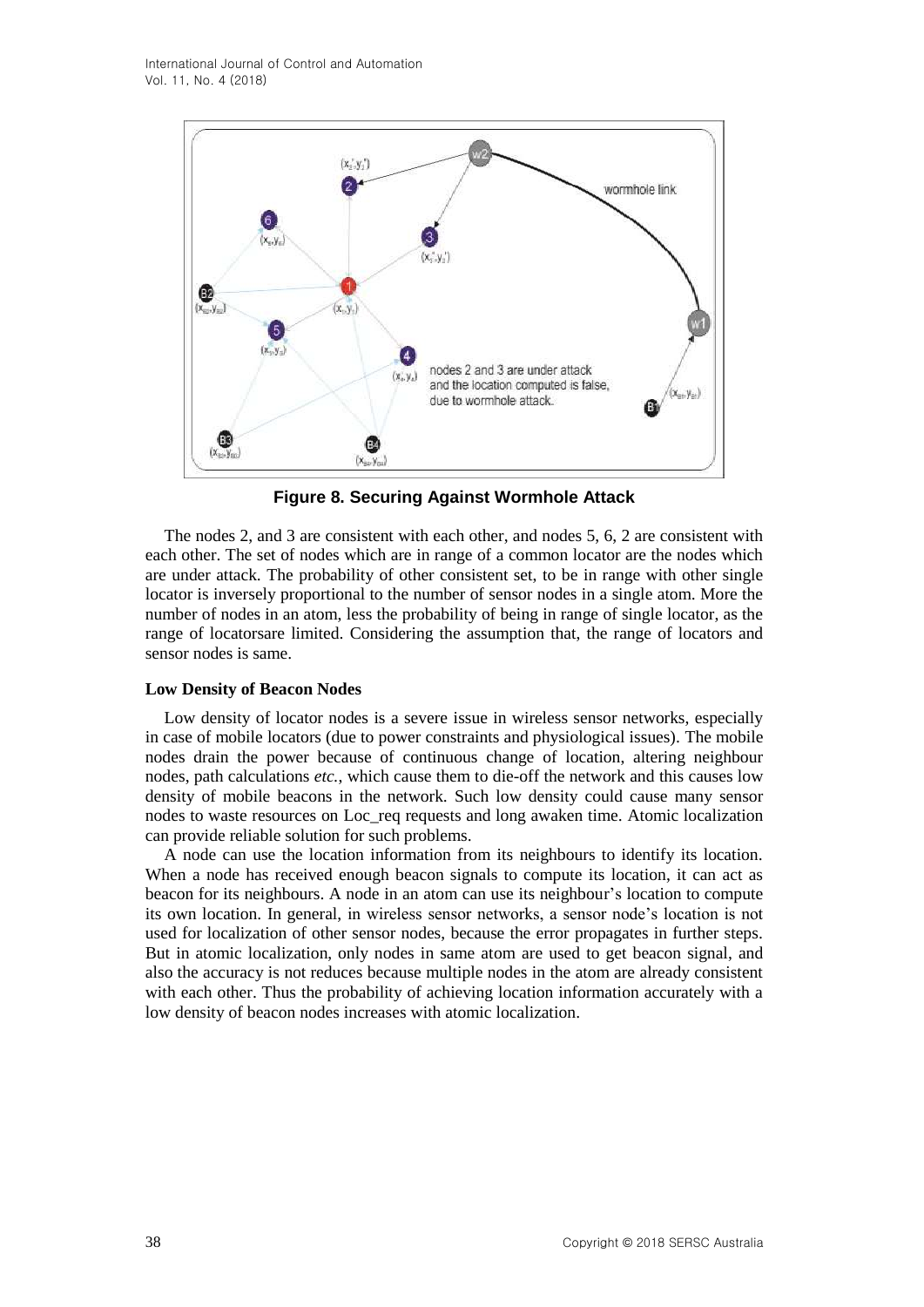**Figure 8. Securing Against Wormhole Attack**

The nodes 2, and 3 are consistent with each other, and nodes 5, 6, 2 are consistent with each other. The set of nodes which are in range of a common locator are the nodes which are under attack. The probability of other consistent set, to be in range with other single locator is inversely proportional to the number of sensor nodes in a single atom. More the number of nodes in an atom, less the probability of being in range of single locator, as the range of locatorsare limited. Considering the assumption that, the range of locators and sensor nodes is same.

**Low Density of Beacon Nodes**

Low density of locator nodes is a severe issue in wireless sensor networks, especially in case of mobile locators (due to power constraints and physiological issues). The mobile nodes drain the power because of continuous change of location, altering neighbour nodes, path calculations *etc.*, which cause them to die-off the network and this causes low density of mobile beacons in the network. Such low density could cause many sensor nodes to waste resources on Loc_req requests and long awaken time. Atomic localization can provide reliable solution for such problems.

A node can use the location information from its neighbours to identify its location. When a node has received enough beacon signals to compute its location, it can act as beacon for its neighbours. A node in an atom can use its neighbour's location to compute its own location. In general, in wireless sensor networks, a sensor node's location is not used for localization of other sensor nodes, because the error propagates in further steps. But in atomic localization, only nodes in same atom are used to get beacon signal, and also the accuracy is not reduces because multiple nodes in the atom are already consistent with each other. Thus the probability of achieving location information accurately with a low density of beacon nodes increases with atomic localization.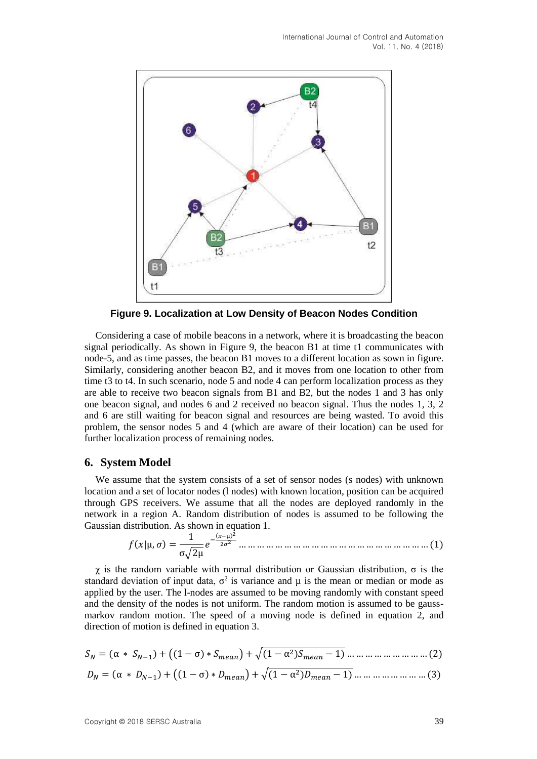**Figure 9. Localization at Low Density of Beacon Nodes Condition**

Considering a case of mobile beacons in a network, where it is broadcasting the beacon signal periodically. As shown in Figure 9, the beacon B1 at time t1 communicates with node-5, and as time passes, the beacon B1 moves to a different location as sown in figure. Similarly, considering another beacon B2, and it moves from one location to other from time t3 to t4. In such scenario, node 5 and node 4 can perform localization process as they are able to receive two beacon signals from B1 and B2, but the nodes 1 and 3 has only one beacon signal, and nodes 6 and 2 received no beacon signal. Thus the nodes 1, 3, 2 and 6 are still waiting for beacon signal and resources are being wasted. To avoid this problem, the sensor nodes 5 and 4 (which are aware of their location) can be used for further localization process of remaining nodes.

## 6. System Model

We assume that the system consists of a set of sensor nodes (s nodes) with unknown location and a set of locator nodes (l nodes) with known location, position can be acquired through GPS receivers. We assume that all the nodes are deployed randomly in the network in a region A. Random distribution of nodes is assumed to be following the Gaussian distribution. As shown in equation 1.

$$f(x|\mu, \sigma) = \frac{1}{\sigma\sqrt{2\mu}} e^{-\frac{(x-\mu)^2}{2\sigma^2}} \quad \ldots (1)$$

$\chi$ is the random variable with normal distribution or Gaussian distribution, $\sigma$ is the standard deviation of input data, $\sigma^2$ is variance and $\mu$ is the mean or median or mode as applied by the user. The l-nodes are assumed to be moving randomly with constant speed and the density of the nodes is not uniform. The random motion is assumed to be gauss-markov random motion. The speed of a moving node is defined in equation 2, and direction of motion is defined in equation 3.

$$S_N = (\alpha * S_{N-1}) + \left((1-\sigma) * S_{mean}\right) + \sqrt{(1-\alpha^2)S_{mean} - 1} \quad \ldots (2)$$

$$D_N = (\alpha * D_{N-1}) + \left((1-\sigma) * D_{mean}\right) + \sqrt{(1-\alpha^2)D_{mean} - 1} \quad \ldots (3)$$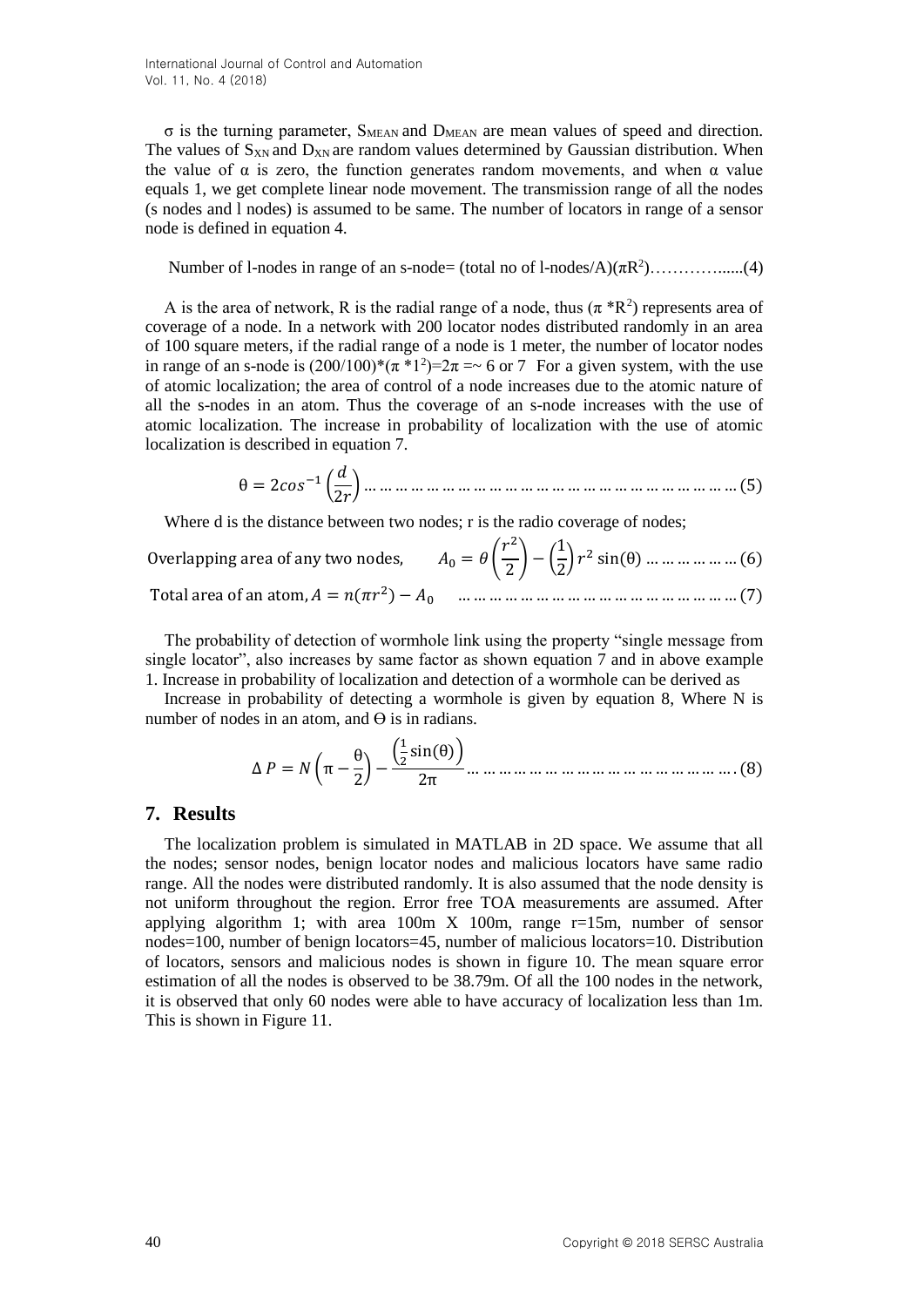σ is the turning parameter, $S_{MEAN}$ and $D_{MEAN}$ are mean values of speed and direction. The values of $S_{XN}$ and $D_{XN}$ are random values determined by Gaussian distribution. When the value of α is zero, the function generates random movements, and when α value equals 1, we get complete linear node movement. The transmission range of all the nodes (s nodes and l nodes) is assumed to be same. The number of locators in range of a sensor node is defined in equation 4.

$$\text{Number of l-nodes in range of an s-node} = (\text{total no of l-nodes}/A)(\pi R^2) \quad \text{......(4)}$$

A is the area of network, R is the radial range of a node, thus ($\pi * R^2$) represents area of coverage of a node. In a network with 200 locator nodes distributed randomly in an area of 100 square meters, if the radial range of a node is 1 meter, the number of locator nodes in range of an s-node is $(200/100)*(\pi * 1^2)=2\pi =\sim 6$ or 7 For a given system, with the use of atomic localization; the area of control of a node increases due to the atomic nature of all the s-nodes in an atom. Thus the coverage of an s-node increases with the use of atomic localization. The increase in probability of localization with the use of atomic localization is described in equation 7.

$$\theta = 2cos^{-1}\left(\frac{d}{2r}\right) \quad \text{......(5)}$$

Where d is the distance between two nodes; r is the radio coverage of nodes;

$$\text{Overlapping area of any two nodes,} \quad A_0 = \theta\left(\frac{r^2}{2}\right) - \left(\frac{1}{2}\right)r^2\sin(\theta) \quad \text{......(6)}$$

$$\text{Total area of an atom, } A = n(\pi r^2) - A_0 \quad \text{......(7)}$$

The probability of detection of wormhole link using the property "single message from single locator", also increases by same factor as shown equation 7 and in above example 1. Increase in probability of localization and detection of a wormhole can be derived as

Increase in probability of detecting a wormhole is given by equation 8, Where N is number of nodes in an atom, and Θ is in radians.

$$\Delta P = N\left(\pi - \frac{\theta}{2}\right) - \frac{\left(\frac{1}{2}\sin(\theta)\right)}{2\pi} \quad \text{......(8)}$$

## 7. Results

The localization problem is simulated in MATLAB in 2D space. We assume that all the nodes; sensor nodes, benign locator nodes and malicious locators have same radio range. All the nodes were distributed randomly. It is also assumed that the node density is not uniform throughout the region. Error free TOA measurements are assumed. After applying algorithm 1; with area 100m X 100m, range r=15m, number of sensor nodes=100, number of benign locators=45, number of malicious locators=10. Distribution of locators, sensors and malicious nodes is shown in figure 10. The mean square error estimation of all the nodes is observed to be 38.79m. Of all the 100 nodes in the network, it is observed that only 60 nodes were able to have accuracy of localization less than 1m. This is shown in Figure 11.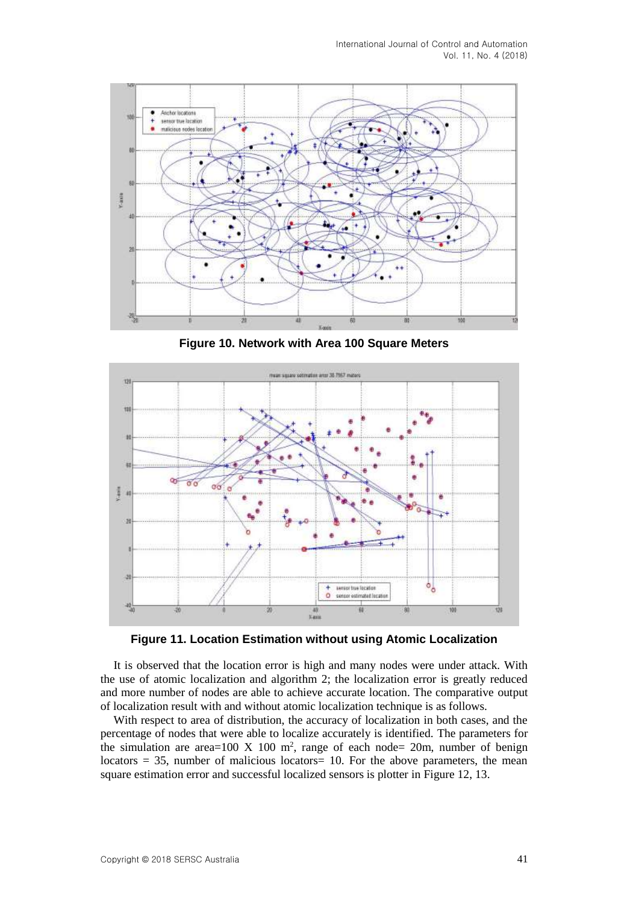**Figure 10. Network with Area 100 Square Meters**

**Figure 11. Location Estimation without using Atomic Localization**

It is observed that the location error is high and many nodes were under attack. With the use of atomic localization and algorithm 2; the localization error is greatly reduced and more number of nodes are able to achieve accurate location. The comparative output of localization result with and without atomic localization technique is as follows.

With respect to area of distribution, the accuracy of localization in both cases, and the percentage of nodes that were able to localize accurately is identified. The parameters for the simulation are area=100 X 100 $m^2$, range of each node= 20m, number of benign locators = 35, number of malicious locators= 10. For the above parameters, the mean square estimation error and successful localized sensors is plotter in Figure 12, 13.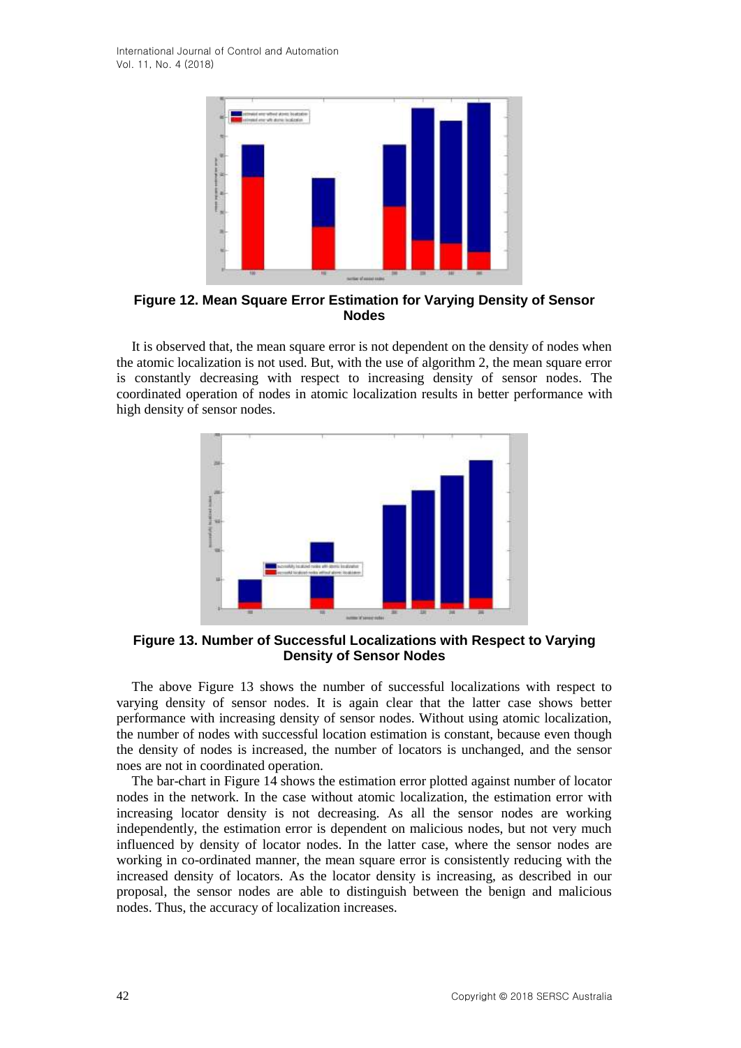Figure 12. Mean Square Error Estimation for Varying Density of Sensor Nodes

It is observed that, the mean square error is not dependent on the density of nodes when the atomic localization is not used. But, with the use of algorithm 2, the mean square error is constantly decreasing with respect to increasing density of sensor nodes. The coordinated operation of nodes in atomic localization results in better performance with high density of sensor nodes.

Figure 13. Number of Successful Localizations with Respect to Varying Density of Sensor Nodes

The above Figure 13 shows the number of successful localizations with respect to varying density of sensor nodes. It is again clear that the latter case shows better performance with increasing density of sensor nodes. Without using atomic localization, the number of nodes with successful location estimation is constant, because even though the density of nodes is increased, the number of locators is unchanged, and the sensor noes are not in coordinated operation.

The bar-chart in Figure 14 shows the estimation error plotted against number of locator nodes in the network. In the case without atomic localization, the estimation error with increasing locator density is not decreasing. As all the sensor nodes are working independently, the estimation error is dependent on malicious nodes, but not very much influenced by density of locator nodes. In the latter case, where the sensor nodes are working in co-ordinated manner, the mean square error is consistently reducing with the increased density of locators. As the locator density is increasing, as described in our proposal, the sensor nodes are able to distinguish between the benign and malicious nodes. Thus, the accuracy of localization increases.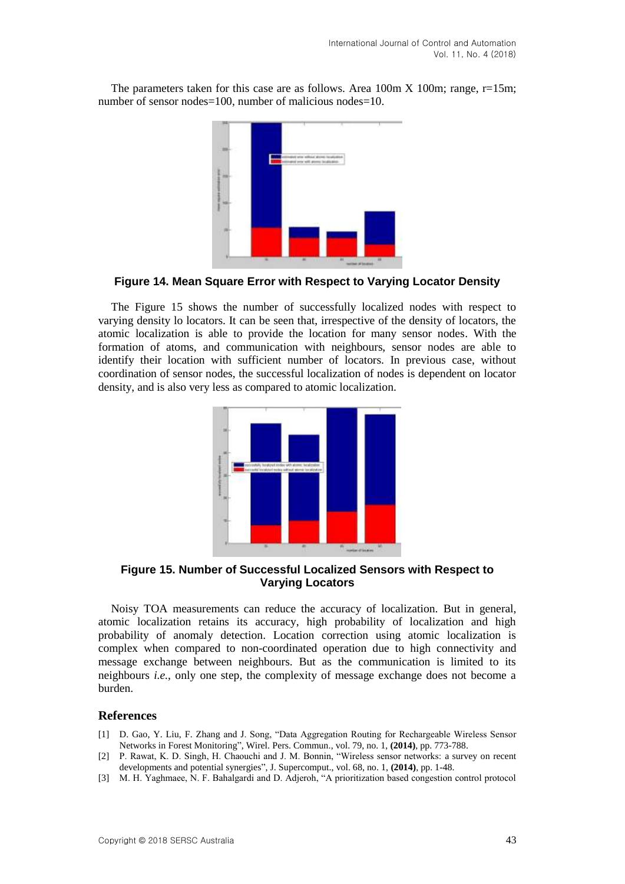The parameters taken for this case are as follows. Area 100m X 100m; range, r=15m; number of sensor nodes=100, number of malicious nodes=10.

**Figure 14. Mean Square Error with Respect to Varying Locator Density**

The Figure 15 shows the number of successfully localized nodes with respect to varying density lo locators. It can be seen that, irrespective of the density of locators, the atomic localization is able to provide the location for many sensor nodes. With the formation of atoms, and communication with neighbours, sensor nodes are able to identify their location with sufficient number of locators. In previous case, without coordination of sensor nodes, the successful localization of nodes is dependent on locator density, and is also very less as compared to atomic localization.

**Figure 15. Number of Successful Localized Sensors with Respect to Varying Locators**

Noisy TOA measurements can reduce the accuracy of localization. But in general, atomic localization retains its accuracy, high probability of localization and high probability of anomaly detection. Location correction using atomic localization is complex when compared to non-coordinated operation due to high connectivity and message exchange between neighbours. But as the communication is limited to its neighbours *i.e.*, only one step, the complexity of message exchange does not become a burden.

## References

[1] D. Gao, Y. Liu, F. Zhang and J. Song, "Data Aggregation Routing for Rechargeable Wireless Sensor Networks in Forest Monitoring", Wirel. Pers. Commun., vol. 79, no. 1, **(2014)**, pp. 773-788.

[2] P. Rawat, K. D. Singh, H. Chaouchi and J. M. Bonnin, "Wireless sensor networks: a survey on recent developments and potential synergies", J. Supercomput., vol. 68, no. 1, **(2014)**, pp. 1-48.

[3] M. H. Yaghmaee, N. F. Bahalgardi and D. Adjeroh, "A prioritization based congestion control protocol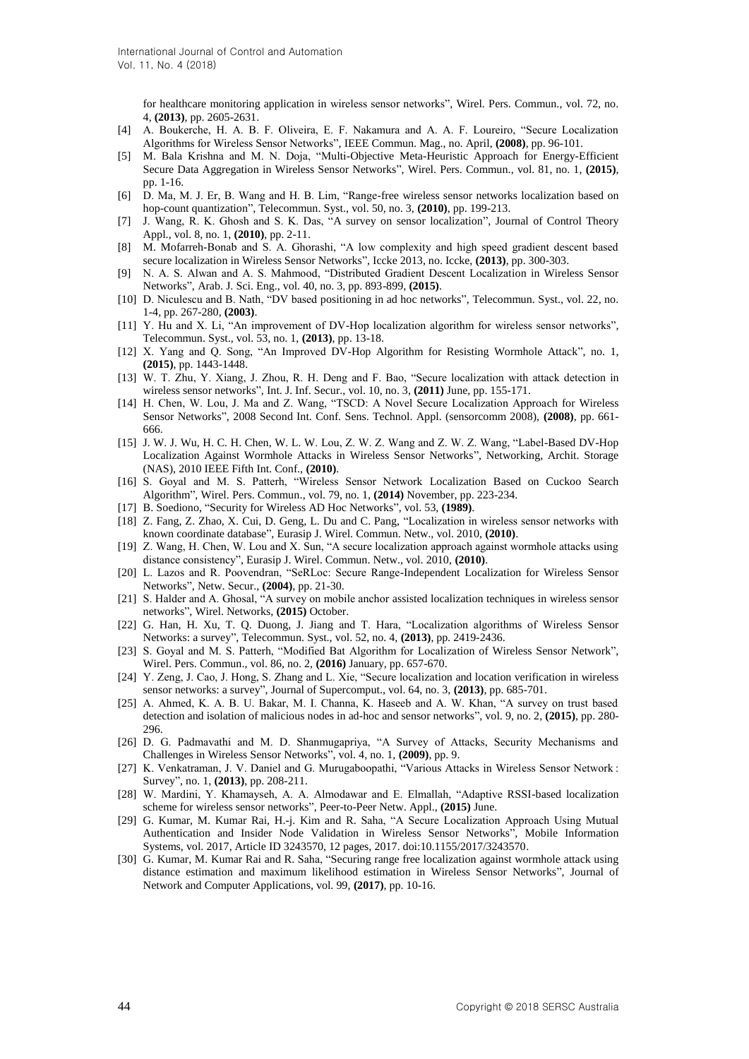for healthcare monitoring application in wireless sensor networks", Wirel. Pers. Commun., vol. 72, no. 4, **(2013)**, pp. 2605-2631.

[4] A. Boukerche, H. A. B. F. Oliveira, E. F. Nakamura and A. A. F. Loureiro, "Secure Localization Algorithms for Wireless Sensor Networks", IEEE Commun. Mag., no. April, **(2008)**, pp. 96-101.

[5] M. Bala Krishna and M. N. Doja, "Multi-Objective Meta-Heuristic Approach for Energy-Efficient Secure Data Aggregation in Wireless Sensor Networks", Wirel. Pers. Commun., vol. 81, no. 1, **(2015)**, pp. 1-16.

[6] D. Ma, M. J. Er, B. Wang and H. B. Lim, "Range-free wireless sensor networks localization based on hop-count quantization", Telecommun. Syst., vol. 50, no. 3, **(2010)**, pp. 199-213.

[7] J. Wang, R. K. Ghosh and S. K. Das, "A survey on sensor localization", Journal of Control Theory Appl., vol. 8, no. 1, **(2010)**, pp. 2-11.

[8] M. Mofarreh-Bonab and S. A. Ghorashi, "A low complexity and high speed gradient descent based secure localization in Wireless Sensor Networks", Iccke 2013, no. Iccke, **(2013)**, pp. 300-303.

[9] N. A. S. Alwan and A. S. Mahmood, "Distributed Gradient Descent Localization in Wireless Sensor Networks", Arab. J. Sci. Eng., vol. 40, no. 3, pp. 893-899, **(2015)**.

[10] D. Niculescu and B. Nath, "DV based positioning in ad hoc networks", Telecommun. Syst., vol. 22, no. 1-4, pp. 267-280, **(2003)**.

[11] Y. Hu and X. Li, "An improvement of DV-Hop localization algorithm for wireless sensor networks", Telecommun. Syst., vol. 53, no. 1, **(2013)**, pp. 13-18.

[12] X. Yang and Q. Song, "An Improved DV-Hop Algorithm for Resisting Wormhole Attack", no. 1, **(2015)**, pp. 1443-1448.

[13] W. T. Zhu, Y. Xiang, J. Zhou, R. H. Deng and F. Bao, "Secure localization with attack detection in wireless sensor networks", Int. J. Inf. Secur., vol. 10, no. 3, **(2011)** June, pp. 155-171.

[14] H. Chen, W. Lou, J. Ma and Z. Wang, "TSCD: A Novel Secure Localization Approach for Wireless Sensor Networks", 2008 Second Int. Conf. Sens. Technol. Appl. (sensorcomm 2008), **(2008)**, pp. 661-666.

[15] J. W. J. Wu, H. C. H. Chen, W. L. W. Lou, Z. W. Z. Wang and Z. W. Z. Wang, "Label-Based DV-Hop Localization Against Wormhole Attacks in Wireless Sensor Networks", Networking, Archit. Storage (NAS), 2010 IEEE Fifth Int. Conf., **(2010)**.

[16] S. Goyal and M. S. Patterh, "Wireless Sensor Network Localization Based on Cuckoo Search Algorithm", Wirel. Pers. Commun., vol. 79, no. 1, **(2014)** November, pp. 223-234.

[17] B. Soediono, "Security for Wireless AD Hoc Networks", vol. 53, **(1989)**.

[18] Z. Fang, Z. Zhao, X. Cui, D. Geng, L. Du and C. Pang, "Localization in wireless sensor networks with known coordinate database", Eurasip J. Wirel. Commun. Netw., vol. 2010, **(2010)**.

[19] Z. Wang, H. Chen, W. Lou and X. Sun, "A secure localization approach against wormhole attacks using distance consistency", Eurasip J. Wirel. Commun. Netw., vol. 2010, **(2010)**.

[20] L. Lazos and R. Poovendran, "SeRLoc: Secure Range-Independent Localization for Wireless Sensor Networks", Netw. Secur., **(2004)**, pp. 21-30.

[21] S. Halder and A. Ghosal, "A survey on mobile anchor assisted localization techniques in wireless sensor networks", Wirel. Networks, **(2015)** October.

[22] G. Han, H. Xu, T. Q. Duong, J. Jiang and T. Hara, "Localization algorithms of Wireless Sensor Networks: a survey", Telecommun. Syst., vol. 52, no. 4, **(2013)**, pp. 2419-2436.

[23] S. Goyal and M. S. Patterh, "Modified Bat Algorithm for Localization of Wireless Sensor Network", Wirel. Pers. Commun., vol. 86, no. 2, **(2016)** January, pp. 657-670.

[24] Y. Zeng, J. Cao, J. Hong, S. Zhang and L. Xie, "Secure localization and location verification in wireless sensor networks: a survey", Journal of Supercomput., vol. 64, no. 3, **(2013)**, pp. 685-701.

[25] A. Ahmed, K. A. B. U. Bakar, M. I. Channa, K. Haseeb and A. W. Khan, "A survey on trust based detection and isolation of malicious nodes in ad-hoc and sensor networks", vol. 9, no. 2, **(2015)**, pp. 280-296.

[26] D. G. Padmavathi and M. D. Shanmugapriya, "A Survey of Attacks, Security Mechanisms and Challenges in Wireless Sensor Networks", vol. 4, no. 1, **(2009)**, pp. 9.

[27] K. Venkatraman, J. V. Daniel and G. Murugaboopathi, "Various Attacks in Wireless Sensor Network : Survey", no. 1, **(2013)**, pp. 208-211.

[28] W. Mardini, Y. Khamayseh, A. A. Almodawar and E. Elmallah, "Adaptive RSSI-based localization scheme for wireless sensor networks", Peer-to-Peer Netw. Appl., **(2015)** June.

[29] G. Kumar, M. Kumar Rai, H.-j. Kim and R. Saha, "A Secure Localization Approach Using Mutual Authentication and Insider Node Validation in Wireless Sensor Networks", Mobile Information Systems, vol. 2017, Article ID 3243570, 12 pages, 2017. doi:10.1155/2017/3243570.

[30] G. Kumar, M. Kumar Rai and R. Saha, "Securing range free localization against wormhole attack using distance estimation and maximum likelihood estimation in Wireless Sensor Networks", Journal of Network and Computer Applications, vol. 99, **(2017)**, pp. 10-16.